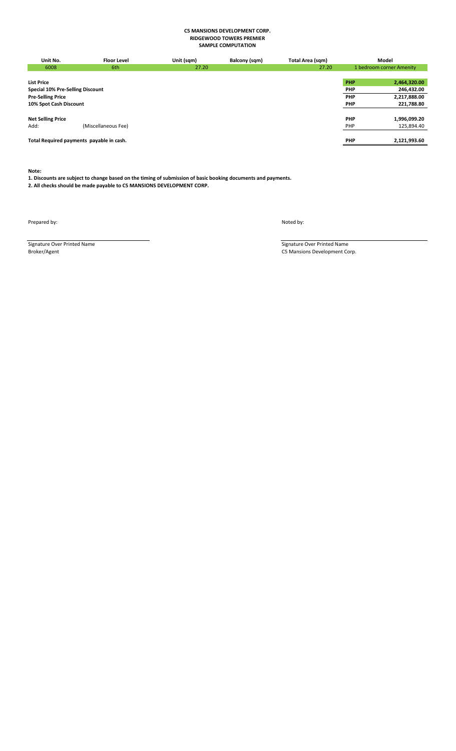**C5 MANSIONS DEVELOPMENT CORP.**
**RIDGEWOOD TOWERS PREMIER**
**SAMPLE COMPUTATION**

| Unit No. | Floor Level | Unit (sqm) | Balcony (sqm) | Total Area (sqm) | Model |
|---|---|---|---|---|---|
| 6008 | 6th | 27.20 | | 27.20 | 1 bedroom corner Amenity |

| | | | |
|---|---|---|---|
| **List Price** | | **PHP** | **2,464,320.00** |
| **Special 10% Pre-Selling Discount** | | **PHP** | **246,432.00** |
| **Pre-Selling Price** | | **PHP** | **2,217,888.00** |
| **10% Spot Cash Discount** | | **PHP** | **221,788.80** |
| **Net Selling Price** | | **PHP** | **1,996,099.20** |
| Add: | (Miscellaneous Fee) | PHP | 125,894.40 |
| **Total Required payments payable in cash.** | | **PHP** | **2,121,993.60** |

**Note:**

**1. Discounts are subject to change based on the timing of submission of basic booking documents and payments.**
**2. All checks should be made payable to C5 MANSIONS DEVELOPMENT CORP.**

Prepared by:

Signature Over Printed Name
Broker/Agent

Noted by:

Signature Over Printed Name
C5 Mansions Development Corp.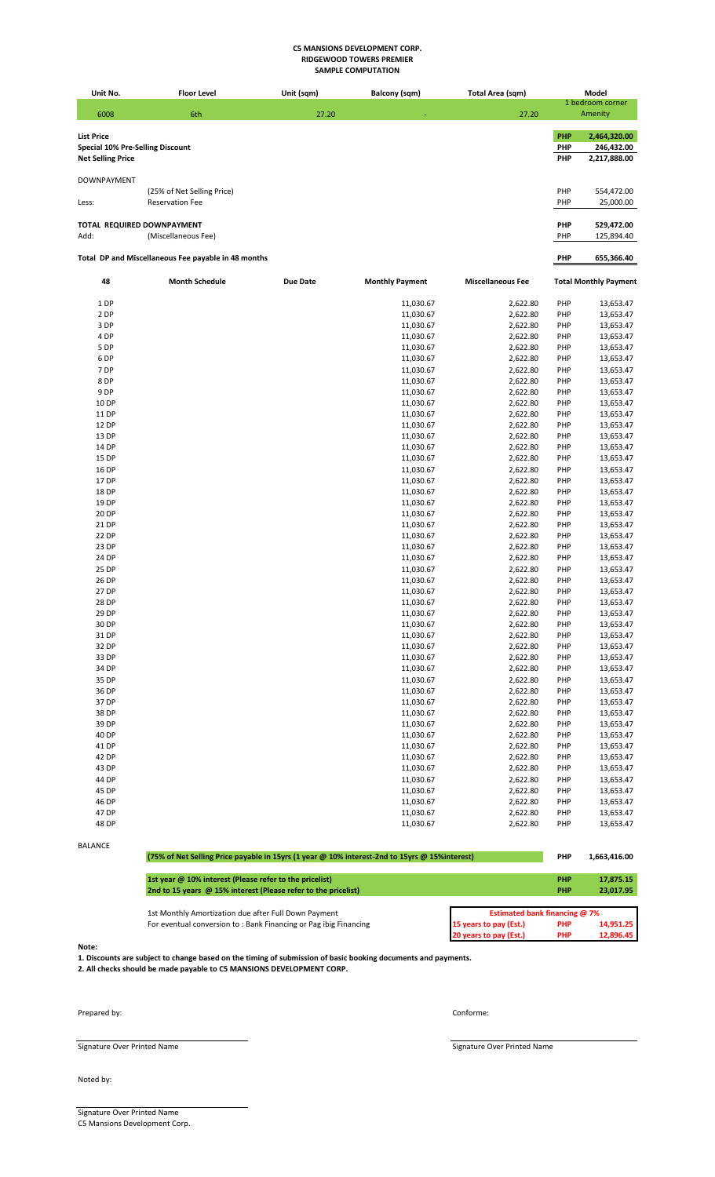**C5 MANSIONS DEVELOPMENT CORP.**
**RIDGEWOOD TOWERS PREMIER**
**SAMPLE COMPUTATION**

| Unit No. | Floor Level | Unit (sqm) | Balcony (sqm) | Total Area (sqm) | Model |
|---|---|---|---|---|---|
| 6008 | 6th | 27.20 | - | 27.20 | 1 bedroom corner Amenity |

| | | | |
|---|---|---|---|
| **List Price** | | **PHP** | **2,464,320.00** |
| **Special 10% Pre-Selling Discount** | | **PHP** | **246,432.00** |
| **Net Selling Price** | | **PHP** | **2,217,888.00** |
| DOWNPAYMENT | | | |
| | (25% of Net Selling Price) | PHP | 554,472.00 |
| Less: | Reservation Fee | PHP | 25,000.00 |
| **TOTAL REQUIRED DOWNPAYMENT** | | **PHP** | **529,472.00** |
| Add: | (Miscellaneous Fee) | PHP | 125,894.40 |
| **Total DP and Miscellaneous Fee payable in 48 months** | | **PHP** | **655,366.40** |

| 48 | Month Schedule | Due Date | Monthly Payment | Miscellaneous Fee | Total Monthly Payment | |
|---|---|---|---|---|---|---|
| 1 DP | | | 11,030.67 | 2,622.80 | PHP | 13,653.47 |
| 2 DP | | | 11,030.67 | 2,622.80 | PHP | 13,653.47 |
| 3 DP | | | 11,030.67 | 2,622.80 | PHP | 13,653.47 |
| 4 DP | | | 11,030.67 | 2,622.80 | PHP | 13,653.47 |
| 5 DP | | | 11,030.67 | 2,622.80 | PHP | 13,653.47 |
| 6 DP | | | 11,030.67 | 2,622.80 | PHP | 13,653.47 |
| 7 DP | | | 11,030.67 | 2,622.80 | PHP | 13,653.47 |
| 8 DP | | | 11,030.67 | 2,622.80 | PHP | 13,653.47 |
| 9 DP | | | 11,030.67 | 2,622.80 | PHP | 13,653.47 |
| 10 DP | | | 11,030.67 | 2,622.80 | PHP | 13,653.47 |
| 11 DP | | | 11,030.67 | 2,622.80 | PHP | 13,653.47 |
| 12 DP | | | 11,030.67 | 2,622.80 | PHP | 13,653.47 |
| 13 DP | | | 11,030.67 | 2,622.80 | PHP | 13,653.47 |
| 14 DP | | | 11,030.67 | 2,622.80 | PHP | 13,653.47 |
| 15 DP | | | 11,030.67 | 2,622.80 | PHP | 13,653.47 |
| 16 DP | | | 11,030.67 | 2,622.80 | PHP | 13,653.47 |
| 17 DP | | | 11,030.67 | 2,622.80 | PHP | 13,653.47 |
| 18 DP | | | 11,030.67 | 2,622.80 | PHP | 13,653.47 |
| 19 DP | | | 11,030.67 | 2,622.80 | PHP | 13,653.47 |
| 20 DP | | | 11,030.67 | 2,622.80 | PHP | 13,653.47 |
| 21 DP | | | 11,030.67 | 2,622.80 | PHP | 13,653.47 |
| 22 DP | | | 11,030.67 | 2,622.80 | PHP | 13,653.47 |
| 23 DP | | | 11,030.67 | 2,622.80 | PHP | 13,653.47 |
| 24 DP | | | 11,030.67 | 2,622.80 | PHP | 13,653.47 |
| 25 DP | | | 11,030.67 | 2,622.80 | PHP | 13,653.47 |
| 26 DP | | | 11,030.67 | 2,622.80 | PHP | 13,653.47 |
| 27 DP | | | 11,030.67 | 2,622.80 | PHP | 13,653.47 |
| 28 DP | | | 11,030.67 | 2,622.80 | PHP | 13,653.47 |
| 29 DP | | | 11,030.67 | 2,622.80 | PHP | 13,653.47 |
| 30 DP | | | 11,030.67 | 2,622.80 | PHP | 13,653.47 |
| 31 DP | | | 11,030.67 | 2,622.80 | PHP | 13,653.47 |
| 32 DP | | | 11,030.67 | 2,622.80 | PHP | 13,653.47 |
| 33 DP | | | 11,030.67 | 2,622.80 | PHP | 13,653.47 |
| 34 DP | | | 11,030.67 | 2,622.80 | PHP | 13,653.47 |
| 35 DP | | | 11,030.67 | 2,622.80 | PHP | 13,653.47 |
| 36 DP | | | 11,030.67 | 2,622.80 | PHP | 13,653.47 |
| 37 DP | | | 11,030.67 | 2,622.80 | PHP | 13,653.47 |
| 38 DP | | | 11,030.67 | 2,622.80 | PHP | 13,653.47 |
| 39 DP | | | 11,030.67 | 2,622.80 | PHP | 13,653.47 |
| 40 DP | | | 11,030.67 | 2,622.80 | PHP | 13,653.47 |
| 41 DP | | | 11,030.67 | 2,622.80 | PHP | 13,653.47 |
| 42 DP | | | 11,030.67 | 2,622.80 | PHP | 13,653.47 |
| 43 DP | | | 11,030.67 | 2,622.80 | PHP | 13,653.47 |
| 44 DP | | | 11,030.67 | 2,622.80 | PHP | 13,653.47 |
| 45 DP | | | 11,030.67 | 2,622.80 | PHP | 13,653.47 |
| 46 DP | | | 11,030.67 | 2,622.80 | PHP | 13,653.47 |
| 47 DP | | | 11,030.67 | 2,622.80 | PHP | 13,653.47 |
| 48 DP | | | 11,030.67 | 2,622.80 | PHP | 13,653.47 |

BALANCE

| | | |
|---|---|---|
| **(75% of Net Selling Price payable in 15yrs (1 year @ 10% interest-2nd to 15yrs @ 15%interest)** | **PHP** | **1,663,416.00** |
| **1st year @ 10% interest (Please refer to the pricelist)** | **PHP** | **17,875.15** |
| **2nd to 15 years @ 15% interest (Please refer to the pricelist)** | **PHP** | **23,017.95** |

1st Monthly Amortization due after Full Down Payment
For eventual conversion to : Bank Financing or Pag ibig Financing

| **Estimated bank financing @ 7%** | | |
|---|---|---|
| **15 years to pay (Est.)** | **PHP** | **14,951.25** |
| **20 years to pay (Est.)** | **PHP** | **12,896.45** |

**Note:**

**1. Discounts are subject to change based on the timing of submission of basic booking documents and payments.**
**2. All checks should be made payable to C5 MANSIONS DEVELOPMENT CORP.**

Prepared by:

Signature Over Printed Name

Conforme:

Signature Over Printed Name

Noted by:

Signature Over Printed Name
C5 Mansions Development Corp.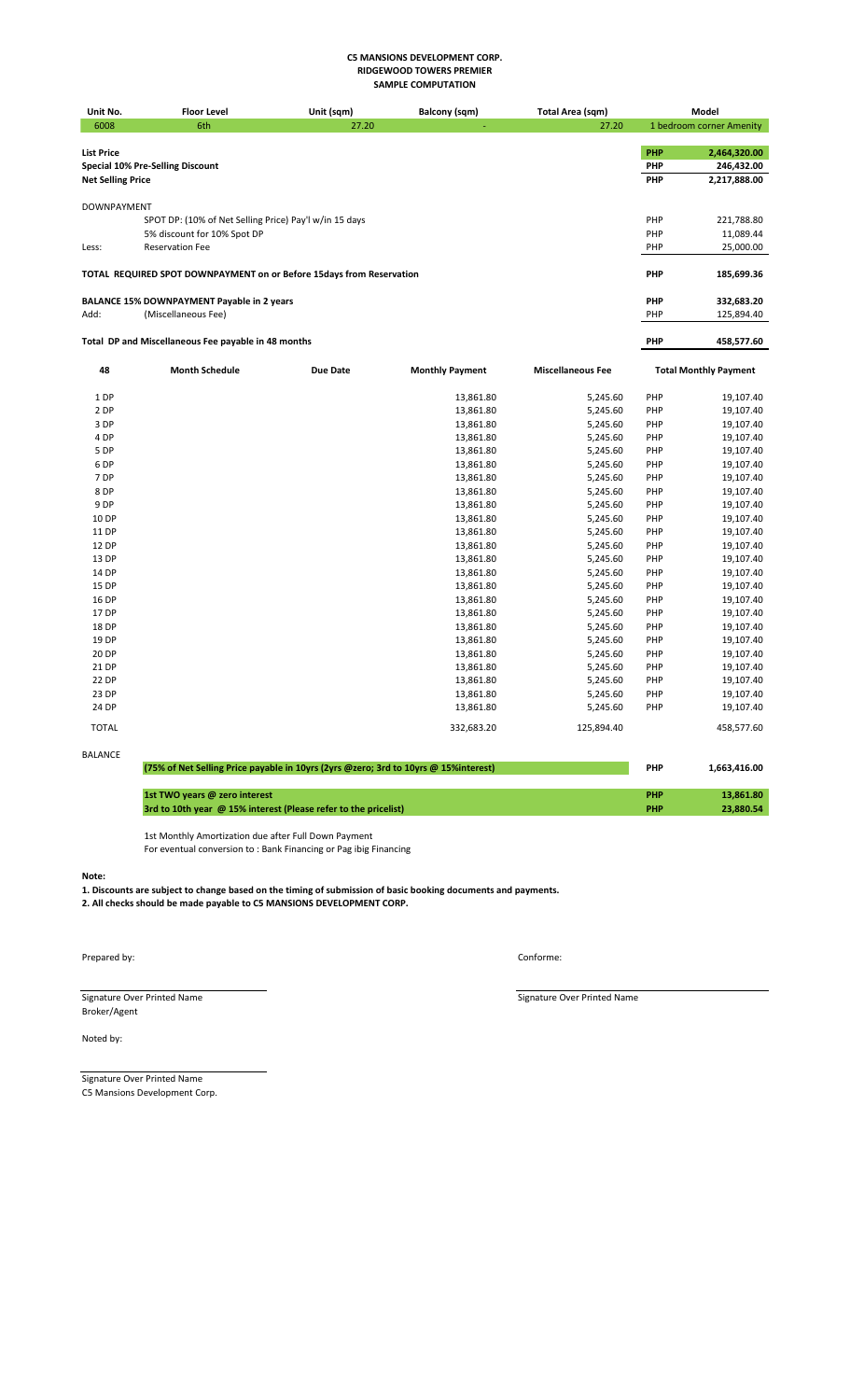**C5 MANSIONS DEVELOPMENT CORP.**
**RIDGEWOOD TOWERS PREMIER**
**SAMPLE COMPUTATION**

| Unit No. | Floor Level | Unit (sqm) | Balcony (sqm) | Total Area (sqm) | Model |
|---|---|---|---|---|---|
| 6008 | 6th | 27.20 | - | 27.20 | 1 bedroom corner Amenity |

| | | | |
|---|---|---|---|
| **List Price** | | **PHP** | **2,464,320.00** |
| **Special 10% Pre-Selling Discount** | | **PHP** | **246,432.00** |
| **Net Selling Price** | | **PHP** | **2,217,888.00** |
| DOWNPAYMENT | | | |
| | SPOT DP: (10% of Net Selling Price) Pay'l w/in 15 days | PHP | 221,788.80 |
| | 5% discount for 10% Spot DP | PHP | 11,089.44 |
| Less: | Reservation Fee | PHP | 25,000.00 |
| **TOTAL REQUIRED SPOT DOWNPAYMENT on or Before 15days from Reservation** | | **PHP** | **185,699.36** |
| **BALANCE 15% DOWNPAYMENT Payable in 2 years** | | **PHP** | **332,683.20** |
| Add: | (Miscellaneous Fee) | PHP | 125,894.40 |
| **Total DP and Miscellaneous Fee payable in 48 months** | | **PHP** | **458,577.60** |

| 48 | Month Schedule | Due Date | Monthly Payment | Miscellaneous Fee | | Total Monthly Payment |
|---|---|---|---|---|---|---|
| 1 DP | | | 13,861.80 | 5,245.60 | PHP | 19,107.40 |
| 2 DP | | | 13,861.80 | 5,245.60 | PHP | 19,107.40 |
| 3 DP | | | 13,861.80 | 5,245.60 | PHP | 19,107.40 |
| 4 DP | | | 13,861.80 | 5,245.60 | PHP | 19,107.40 |
| 5 DP | | | 13,861.80 | 5,245.60 | PHP | 19,107.40 |
| 6 DP | | | 13,861.80 | 5,245.60 | PHP | 19,107.40 |
| 7 DP | | | 13,861.80 | 5,245.60 | PHP | 19,107.40 |
| 8 DP | | | 13,861.80 | 5,245.60 | PHP | 19,107.40 |
| 9 DP | | | 13,861.80 | 5,245.60 | PHP | 19,107.40 |
| 10 DP | | | 13,861.80 | 5,245.60 | PHP | 19,107.40 |
| 11 DP | | | 13,861.80 | 5,245.60 | PHP | 19,107.40 |
| 12 DP | | | 13,861.80 | 5,245.60 | PHP | 19,107.40 |
| 13 DP | | | 13,861.80 | 5,245.60 | PHP | 19,107.40 |
| 14 DP | | | 13,861.80 | 5,245.60 | PHP | 19,107.40 |
| 15 DP | | | 13,861.80 | 5,245.60 | PHP | 19,107.40 |
| 16 DP | | | 13,861.80 | 5,245.60 | PHP | 19,107.40 |
| 17 DP | | | 13,861.80 | 5,245.60 | PHP | 19,107.40 |
| 18 DP | | | 13,861.80 | 5,245.60 | PHP | 19,107.40 |
| 19 DP | | | 13,861.80 | 5,245.60 | PHP | 19,107.40 |
| 20 DP | | | 13,861.80 | 5,245.60 | PHP | 19,107.40 |
| 21 DP | | | 13,861.80 | 5,245.60 | PHP | 19,107.40 |
| 22 DP | | | 13,861.80 | 5,245.60 | PHP | 19,107.40 |
| 23 DP | | | 13,861.80 | 5,245.60 | PHP | 19,107.40 |
| 24 DP | | | 13,861.80 | 5,245.60 | PHP | 19,107.40 |
| TOTAL | | | 332,683.20 | 125,894.40 | | 458,577.60 |

BALANCE

| | | |
|---|---|---|
| **(75% of Net Selling Price payable in 10yrs (2yrs @zero; 3rd to 10yrs @ 15%interest)** | **PHP** | **1,663,416.00** |
| **1st TWO years @ zero interest** | **PHP** | **13,861.80** |
| **3rd to 10th year @ 15% interest (Please refer to the pricelist)** | **PHP** | **23,880.54** |

1st Monthly Amortization due after Full Down Payment
For eventual conversion to : Bank Financing or Pag ibig Financing

**Note:**

**1. Discounts are subject to change based on the timing of submission of basic booking documents and payments.**
**2. All checks should be made payable to C5 MANSIONS DEVELOPMENT CORP.**

Prepared by:

Signature Over Printed Name
Broker/Agent

Conforme:

Signature Over Printed Name

Noted by:

Signature Over Printed Name
C5 Mansions Development Corp.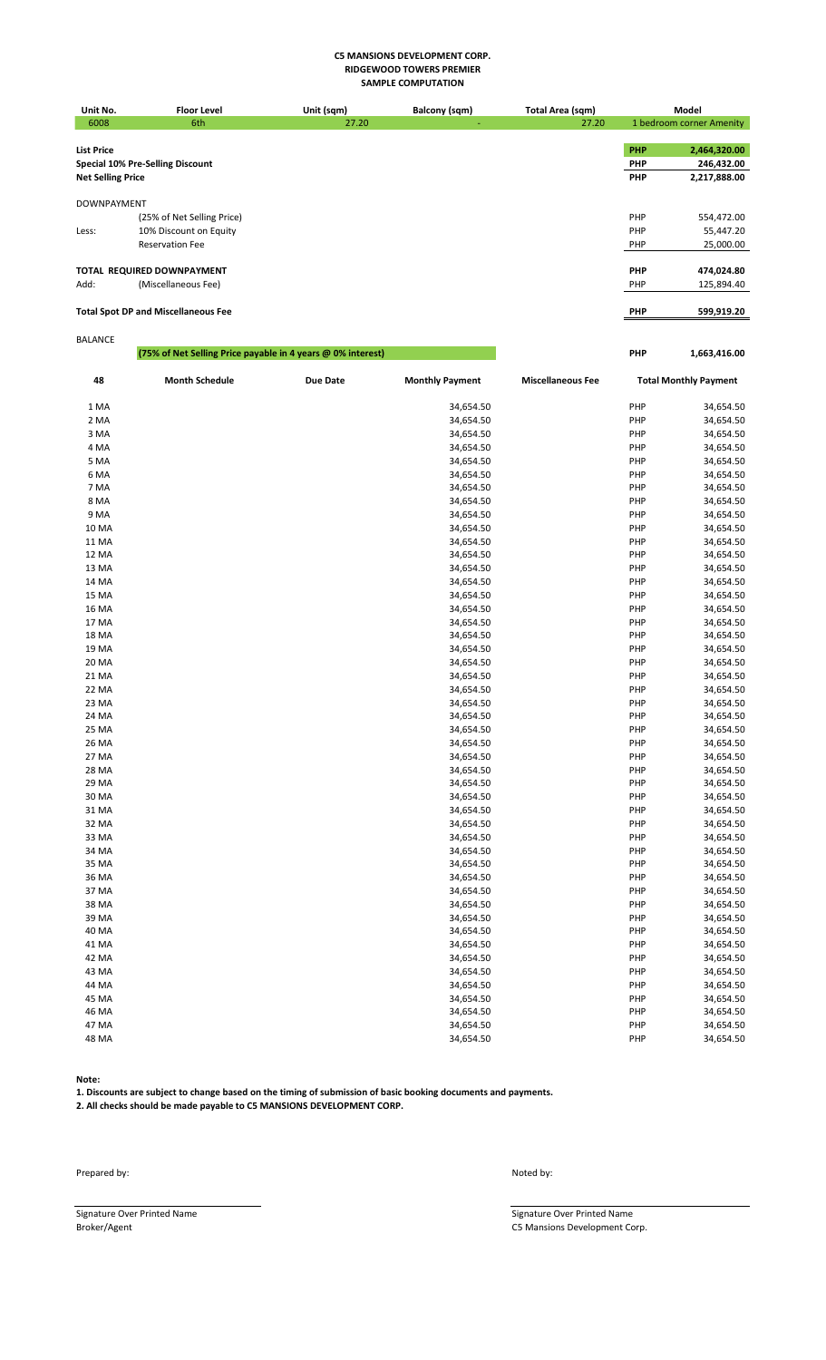**C5 MANSIONS DEVELOPMENT CORP.**
**RIDGEWOOD TOWERS PREMIER**
**SAMPLE COMPUTATION**

| Unit No. | Floor Level | Unit (sqm) | Balcony (sqm) | Total Area (sqm) | Model |
|---|---|---|---|---|---|
| 6008 | 6th | 27.20 | - | 27.20 | 1 bedroom corner Amenity |

| | | | |
|---|---|---|---|
| **List Price** | | **PHP** | **2,464,320.00** |
| **Special 10% Pre-Selling Discount** | | **PHP** | **246,432.00** |
| **Net Selling Price** | | **PHP** | **2,217,888.00** |
| DOWNPAYMENT | | | |
| | (25% of Net Selling Price) | PHP | 554,472.00 |
| Less: | 10% Discount on Equity | PHP | 55,447.20 |
| | Reservation Fee | PHP | 25,000.00 |
| **TOTAL REQUIRED DOWNPAYMENT** | | **PHP** | **474,024.80** |
| Add: | (Miscellaneous Fee) | PHP | 125,894.40 |
| **Total Spot DP and Miscellaneous Fee** | | **PHP** | **599,919.20** |

BALANCE

**(75% of Net Selling Price payable in 4 years @ 0% interest)** — **PHP 1,663,416.00**

| 48 | Month Schedule | Due Date | Monthly Payment | Miscellaneous Fee | Total Monthly Payment | |
|---|---|---|---|---|---|---|
| 1 MA | | | 34,654.50 | | PHP | 34,654.50 |
| 2 MA | | | 34,654.50 | | PHP | 34,654.50 |
| 3 MA | | | 34,654.50 | | PHP | 34,654.50 |
| 4 MA | | | 34,654.50 | | PHP | 34,654.50 |
| 5 MA | | | 34,654.50 | | PHP | 34,654.50 |
| 6 MA | | | 34,654.50 | | PHP | 34,654.50 |
| 7 MA | | | 34,654.50 | | PHP | 34,654.50 |
| 8 MA | | | 34,654.50 | | PHP | 34,654.50 |
| 9 MA | | | 34,654.50 | | PHP | 34,654.50 |
| 10 MA | | | 34,654.50 | | PHP | 34,654.50 |
| 11 MA | | | 34,654.50 | | PHP | 34,654.50 |
| 12 MA | | | 34,654.50 | | PHP | 34,654.50 |
| 13 MA | | | 34,654.50 | | PHP | 34,654.50 |
| 14 MA | | | 34,654.50 | | PHP | 34,654.50 |
| 15 MA | | | 34,654.50 | | PHP | 34,654.50 |
| 16 MA | | | 34,654.50 | | PHP | 34,654.50 |
| 17 MA | | | 34,654.50 | | PHP | 34,654.50 |
| 18 MA | | | 34,654.50 | | PHP | 34,654.50 |
| 19 MA | | | 34,654.50 | | PHP | 34,654.50 |
| 20 MA | | | 34,654.50 | | PHP | 34,654.50 |
| 21 MA | | | 34,654.50 | | PHP | 34,654.50 |
| 22 MA | | | 34,654.50 | | PHP | 34,654.50 |
| 23 MA | | | 34,654.50 | | PHP | 34,654.50 |
| 24 MA | | | 34,654.50 | | PHP | 34,654.50 |
| 25 MA | | | 34,654.50 | | PHP | 34,654.50 |
| 26 MA | | | 34,654.50 | | PHP | 34,654.50 |
| 27 MA | | | 34,654.50 | | PHP | 34,654.50 |
| 28 MA | | | 34,654.50 | | PHP | 34,654.50 |
| 29 MA | | | 34,654.50 | | PHP | 34,654.50 |
| 30 MA | | | 34,654.50 | | PHP | 34,654.50 |
| 31 MA | | | 34,654.50 | | PHP | 34,654.50 |
| 32 MA | | | 34,654.50 | | PHP | 34,654.50 |
| 33 MA | | | 34,654.50 | | PHP | 34,654.50 |
| 34 MA | | | 34,654.50 | | PHP | 34,654.50 |
| 35 MA | | | 34,654.50 | | PHP | 34,654.50 |
| 36 MA | | | 34,654.50 | | PHP | 34,654.50 |
| 37 MA | | | 34,654.50 | | PHP | 34,654.50 |
| 38 MA | | | 34,654.50 | | PHP | 34,654.50 |
| 39 MA | | | 34,654.50 | | PHP | 34,654.50 |
| 40 MA | | | 34,654.50 | | PHP | 34,654.50 |
| 41 MA | | | 34,654.50 | | PHP | 34,654.50 |
| 42 MA | | | 34,654.50 | | PHP | 34,654.50 |
| 43 MA | | | 34,654.50 | | PHP | 34,654.50 |
| 44 MA | | | 34,654.50 | | PHP | 34,654.50 |
| 45 MA | | | 34,654.50 | | PHP | 34,654.50 |
| 46 MA | | | 34,654.50 | | PHP | 34,654.50 |
| 47 MA | | | 34,654.50 | | PHP | 34,654.50 |
| 48 MA | | | 34,654.50 | | PHP | 34,654.50 |

**Note:**

**1. Discounts are subject to change based on the timing of submission of basic booking documents and payments.**

**2. All checks should be made payable to C5 MANSIONS DEVELOPMENT CORP.**

Prepared by:

Signature Over Printed Name
Broker/Agent

Noted by:

Signature Over Printed Name
C5 Mansions Development Corp.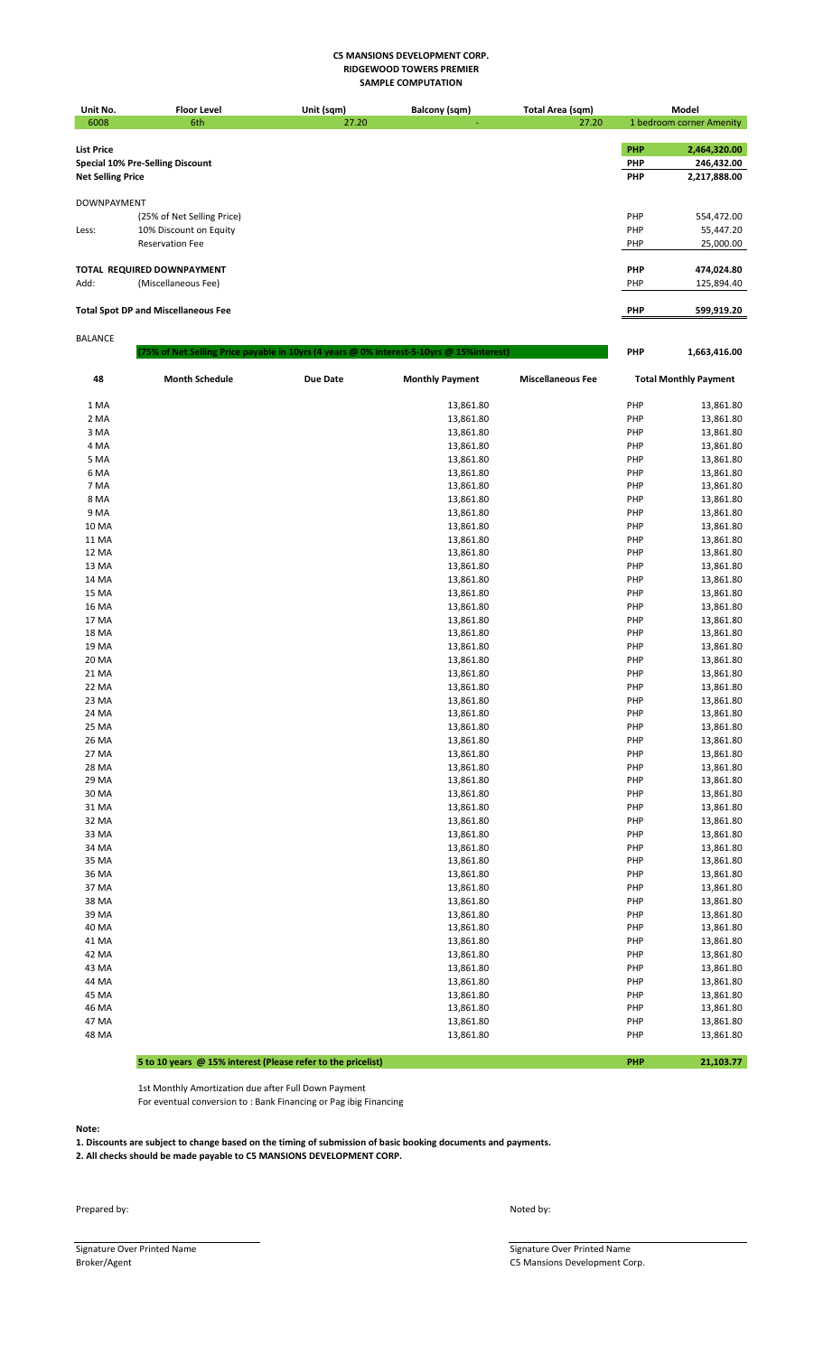**C5 MANSIONS DEVELOPMENT CORP.**
**RIDGEWOOD TOWERS PREMIER**
**SAMPLE COMPUTATION**

| Unit No. | Floor Level | Unit (sqm) | Balcony (sqm) | Total Area (sqm) | Model |
|---|---|---|---|---|---|
| 6008 | 6th | 27.20 | - | 27.20 | 1 bedroom corner Amenity |

| | | | |
|---|---|---|---|
| **List Price** | | **PHP** | **2,464,320.00** |
| **Special 10% Pre-Selling Discount** | | **PHP** | **246,432.00** |
| **Net Selling Price** | | **PHP** | **2,217,888.00** |
| DOWNPAYMENT | | | |
| | (25% of Net Selling Price) | PHP | 554,472.00 |
| Less: | 10% Discount on Equity | PHP | 55,447.20 |
| | Reservation Fee | PHP | 25,000.00 |
| **TOTAL REQUIRED DOWNPAYMENT** | | **PHP** | **474,024.80** |
| Add: | (Miscellaneous Fee) | PHP | 125,894.40 |
| **Total Spot DP and Miscellaneous Fee** | | **PHP** | **599,919.20** |

BALANCE

| | | | |
|---|---|---|---|
| | **(75% of Net Selling Price payable in 10yrs (4 years @ 0% interest-5-10yrs @ 15%interest)** | **PHP** | **1,663,416.00** |

| 48 | Month Schedule | Due Date | Monthly Payment | Miscellaneous Fee | | Total Monthly Payment |
|---|---|---|---|---|---|---|
| 1 MA | | | 13,861.80 | | PHP | 13,861.80 |
| 2 MA | | | 13,861.80 | | PHP | 13,861.80 |
| 3 MA | | | 13,861.80 | | PHP | 13,861.80 |
| 4 MA | | | 13,861.80 | | PHP | 13,861.80 |
| 5 MA | | | 13,861.80 | | PHP | 13,861.80 |
| 6 MA | | | 13,861.80 | | PHP | 13,861.80 |
| 7 MA | | | 13,861.80 | | PHP | 13,861.80 |
| 8 MA | | | 13,861.80 | | PHP | 13,861.80 |
| 9 MA | | | 13,861.80 | | PHP | 13,861.80 |
| 10 MA | | | 13,861.80 | | PHP | 13,861.80 |
| 11 MA | | | 13,861.80 | | PHP | 13,861.80 |
| 12 MA | | | 13,861.80 | | PHP | 13,861.80 |
| 13 MA | | | 13,861.80 | | PHP | 13,861.80 |
| 14 MA | | | 13,861.80 | | PHP | 13,861.80 |
| 15 MA | | | 13,861.80 | | PHP | 13,861.80 |
| 16 MA | | | 13,861.80 | | PHP | 13,861.80 |
| 17 MA | | | 13,861.80 | | PHP | 13,861.80 |
| 18 MA | | | 13,861.80 | | PHP | 13,861.80 |
| 19 MA | | | 13,861.80 | | PHP | 13,861.80 |
| 20 MA | | | 13,861.80 | | PHP | 13,861.80 |
| 21 MA | | | 13,861.80 | | PHP | 13,861.80 |
| 22 MA | | | 13,861.80 | | PHP | 13,861.80 |
| 23 MA | | | 13,861.80 | | PHP | 13,861.80 |
| 24 MA | | | 13,861.80 | | PHP | 13,861.80 |
| 25 MA | | | 13,861.80 | | PHP | 13,861.80 |
| 26 MA | | | 13,861.80 | | PHP | 13,861.80 |
| 27 MA | | | 13,861.80 | | PHP | 13,861.80 |
| 28 MA | | | 13,861.80 | | PHP | 13,861.80 |
| 29 MA | | | 13,861.80 | | PHP | 13,861.80 |
| 30 MA | | | 13,861.80 | | PHP | 13,861.80 |
| 31 MA | | | 13,861.80 | | PHP | 13,861.80 |
| 32 MA | | | 13,861.80 | | PHP | 13,861.80 |
| 33 MA | | | 13,861.80 | | PHP | 13,861.80 |
| 34 MA | | | 13,861.80 | | PHP | 13,861.80 |
| 35 MA | | | 13,861.80 | | PHP | 13,861.80 |
| 36 MA | | | 13,861.80 | | PHP | 13,861.80 |
| 37 MA | | | 13,861.80 | | PHP | 13,861.80 |
| 38 MA | | | 13,861.80 | | PHP | 13,861.80 |
| 39 MA | | | 13,861.80 | | PHP | 13,861.80 |
| 40 MA | | | 13,861.80 | | PHP | 13,861.80 |
| 41 MA | | | 13,861.80 | | PHP | 13,861.80 |
| 42 MA | | | 13,861.80 | | PHP | 13,861.80 |
| 43 MA | | | 13,861.80 | | PHP | 13,861.80 |
| 44 MA | | | 13,861.80 | | PHP | 13,861.80 |
| 45 MA | | | 13,861.80 | | PHP | 13,861.80 |
| 46 MA | | | 13,861.80 | | PHP | 13,861.80 |
| 47 MA | | | 13,861.80 | | PHP | 13,861.80 |
| 48 MA | | | 13,861.80 | | PHP | 13,861.80 |
| | **5 to 10 years @ 15% interest (Please refer to the pricelist)** | | | | **PHP** | **21,103.77** |

1st Monthly Amortization due after Full Down Payment
For eventual conversion to : Bank Financing or Pag ibig Financing

**Note:**

**1. Discounts are subject to change based on the timing of submission of basic booking documents and payments.**
**2. All checks should be made payable to C5 MANSIONS DEVELOPMENT CORP.**

Prepared by:

Signature Over Printed Name
Broker/Agent

Noted by:

Signature Over Printed Name
C5 Mansions Development Corp.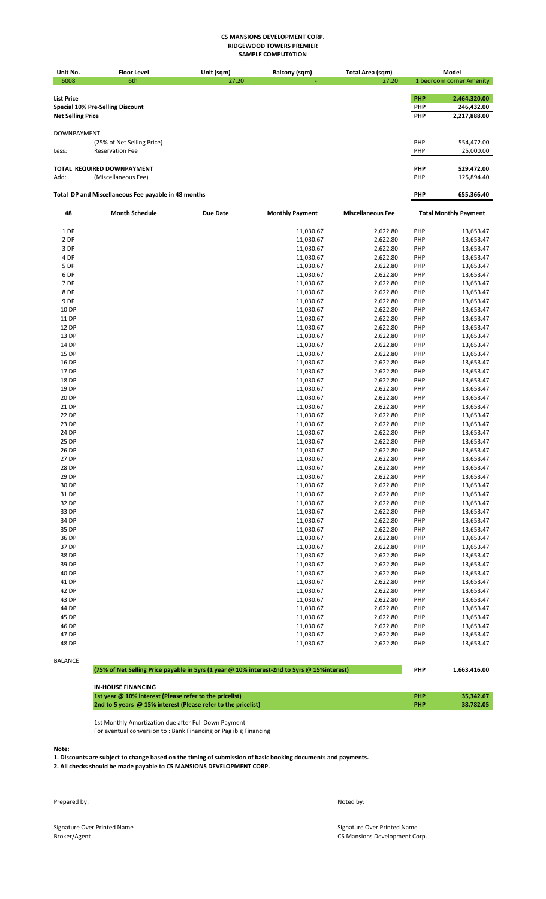**C5 MANSIONS DEVELOPMENT CORP.**
**RIDGEWOOD TOWERS PREMIER**
**SAMPLE COMPUTATION**

| Unit No. | Floor Level | Unit (sqm) | Balcony (sqm) | Total Area (sqm) | Model |
|---|---|---|---|---|---|
| 6008 | 6th | 27.20 | - | 27.20 | 1 bedroom corner Amenity |

| | | | |
|---|---|---|---|
| **List Price** | | **PHP** | **2,464,320.00** |
| **Special 10% Pre-Selling Discount** | | **PHP** | **246,432.00** |
| **Net Selling Price** | | **PHP** | **2,217,888.00** |
| DOWNPAYMENT | | | |
| | (25% of Net Selling Price) | PHP | 554,472.00 |
| Less: | Reservation Fee | PHP | 25,000.00 |
| **TOTAL REQUIRED DOWNPAYMENT** | | **PHP** | **529,472.00** |
| Add: | (Miscellaneous Fee) | PHP | 125,894.40 |
| **Total DP and Miscellaneous Fee payable in 48 months** | | **PHP** | **655,366.40** |

| 48 | Month Schedule | Due Date | Monthly Payment | Miscellaneous Fee | Total Monthly Payment |
|---|---|---|---|---|---|
| 1 DP | | | 11,030.67 | 2,622.80 | PHP 13,653.47 |
| 2 DP | | | 11,030.67 | 2,622.80 | PHP 13,653.47 |
| 3 DP | | | 11,030.67 | 2,622.80 | PHP 13,653.47 |
| 4 DP | | | 11,030.67 | 2,622.80 | PHP 13,653.47 |
| 5 DP | | | 11,030.67 | 2,622.80 | PHP 13,653.47 |
| 6 DP | | | 11,030.67 | 2,622.80 | PHP 13,653.47 |
| 7 DP | | | 11,030.67 | 2,622.80 | PHP 13,653.47 |
| 8 DP | | | 11,030.67 | 2,622.80 | PHP 13,653.47 |
| 9 DP | | | 11,030.67 | 2,622.80 | PHP 13,653.47 |
| 10 DP | | | 11,030.67 | 2,622.80 | PHP 13,653.47 |
| 11 DP | | | 11,030.67 | 2,622.80 | PHP 13,653.47 |
| 12 DP | | | 11,030.67 | 2,622.80 | PHP 13,653.47 |
| 13 DP | | | 11,030.67 | 2,622.80 | PHP 13,653.47 |
| 14 DP | | | 11,030.67 | 2,622.80 | PHP 13,653.47 |
| 15 DP | | | 11,030.67 | 2,622.80 | PHP 13,653.47 |
| 16 DP | | | 11,030.67 | 2,622.80 | PHP 13,653.47 |
| 17 DP | | | 11,030.67 | 2,622.80 | PHP 13,653.47 |
| 18 DP | | | 11,030.67 | 2,622.80 | PHP 13,653.47 |
| 19 DP | | | 11,030.67 | 2,622.80 | PHP 13,653.47 |
| 20 DP | | | 11,030.67 | 2,622.80 | PHP 13,653.47 |
| 21 DP | | | 11,030.67 | 2,622.80 | PHP 13,653.47 |
| 22 DP | | | 11,030.67 | 2,622.80 | PHP 13,653.47 |
| 23 DP | | | 11,030.67 | 2,622.80 | PHP 13,653.47 |
| 24 DP | | | 11,030.67 | 2,622.80 | PHP 13,653.47 |
| 25 DP | | | 11,030.67 | 2,622.80 | PHP 13,653.47 |
| 26 DP | | | 11,030.67 | 2,622.80 | PHP 13,653.47 |
| 27 DP | | | 11,030.67 | 2,622.80 | PHP 13,653.47 |
| 28 DP | | | 11,030.67 | 2,622.80 | PHP 13,653.47 |
| 29 DP | | | 11,030.67 | 2,622.80 | PHP 13,653.47 |
| 30 DP | | | 11,030.67 | 2,622.80 | PHP 13,653.47 |
| 31 DP | | | 11,030.67 | 2,622.80 | PHP 13,653.47 |
| 32 DP | | | 11,030.67 | 2,622.80 | PHP 13,653.47 |
| 33 DP | | | 11,030.67 | 2,622.80 | PHP 13,653.47 |
| 34 DP | | | 11,030.67 | 2,622.80 | PHP 13,653.47 |
| 35 DP | | | 11,030.67 | 2,622.80 | PHP 13,653.47 |
| 36 DP | | | 11,030.67 | 2,622.80 | PHP 13,653.47 |
| 37 DP | | | 11,030.67 | 2,622.80 | PHP 13,653.47 |
| 38 DP | | | 11,030.67 | 2,622.80 | PHP 13,653.47 |
| 39 DP | | | 11,030.67 | 2,622.80 | PHP 13,653.47 |
| 40 DP | | | 11,030.67 | 2,622.80 | PHP 13,653.47 |
| 41 DP | | | 11,030.67 | 2,622.80 | PHP 13,653.47 |
| 42 DP | | | 11,030.67 | 2,622.80 | PHP 13,653.47 |
| 43 DP | | | 11,030.67 | 2,622.80 | PHP 13,653.47 |
| 44 DP | | | 11,030.67 | 2,622.80 | PHP 13,653.47 |
| 45 DP | | | 11,030.67 | 2,622.80 | PHP 13,653.47 |
| 46 DP | | | 11,030.67 | 2,622.80 | PHP 13,653.47 |
| 47 DP | | | 11,030.67 | 2,622.80 | PHP 13,653.47 |
| 48 DP | | | 11,030.67 | 2,622.80 | PHP 13,653.47 |

BALANCE

| | | |
|---|---|---|
| **(75% of Net Selling Price payable in 5yrs (1 year @ 10% interest-2nd to 5yrs @ 15%interest)** | **PHP** | **1,663,416.00** |
| **IN-HOUSE FINANCING** | | |
| **1st year @ 10% interest (Please refer to the pricelist)** | **PHP** | **35,342.67** |
| **2nd to 5 years @ 15% interest (Please refer to the pricelist)** | **PHP** | **38,782.05** |

1st Monthly Amortization due after Full Down Payment
For eventual conversion to : Bank Financing or Pag ibig Financing

**Note:**

**1. Discounts are subject to change based on the timing of submission of basic booking documents and payments.**
**2. All checks should be made payable to C5 MANSIONS DEVELOPMENT CORP.**

Prepared by: Noted by:

Signature Over Printed Name
Broker/Agent

Signature Over Printed Name
C5 Mansions Development Corp.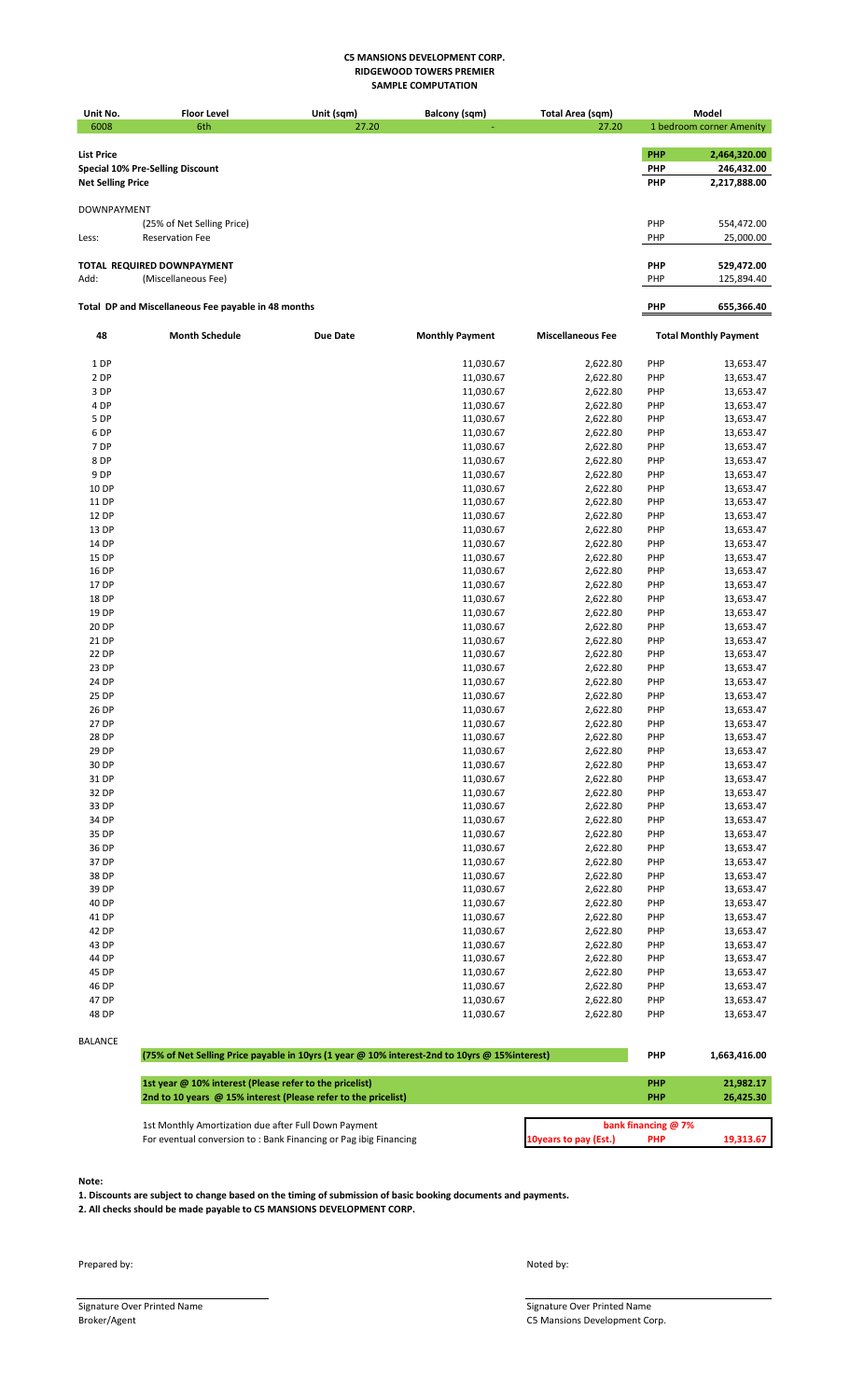**C5 MANSIONS DEVELOPMENT CORP.**
**RIDGEWOOD TOWERS PREMIER**
**SAMPLE COMPUTATION**

| Unit No. | Floor Level | Unit (sqm) | Balcony (sqm) | Total Area (sqm) | Model |
|---|---|---|---|---|---|
| 6008 | 6th | 27.20 | - | 27.20 | 1 bedroom corner Amenity |

| | | | |
|---|---|---|---|
| **List Price** | | **PHP** | **2,464,320.00** |
| **Special 10% Pre-Selling Discount** | | **PHP** | **246,432.00** |
| **Net Selling Price** | | **PHP** | **2,217,888.00** |
| DOWNPAYMENT | | | |
| | (25% of Net Selling Price) | PHP | 554,472.00 |
| Less: | Reservation Fee | PHP | 25,000.00 |
| **TOTAL REQUIRED DOWNPAYMENT** | | **PHP** | **529,472.00** |
| Add: | (Miscellaneous Fee) | PHP | 125,894.40 |
| **Total DP and Miscellaneous Fee payable in 48 months** | | **PHP** | **655,366.40** |

| 48 | Month Schedule | Due Date | Monthly Payment | Miscellaneous Fee | Total Monthly Payment | |
|---|---|---|---|---|---|---|
| 1 DP | | | 11,030.67 | 2,622.80 | PHP | 13,653.47 |
| 2 DP | | | 11,030.67 | 2,622.80 | PHP | 13,653.47 |
| 3 DP | | | 11,030.67 | 2,622.80 | PHP | 13,653.47 |
| 4 DP | | | 11,030.67 | 2,622.80 | PHP | 13,653.47 |
| 5 DP | | | 11,030.67 | 2,622.80 | PHP | 13,653.47 |
| 6 DP | | | 11,030.67 | 2,622.80 | PHP | 13,653.47 |
| 7 DP | | | 11,030.67 | 2,622.80 | PHP | 13,653.47 |
| 8 DP | | | 11,030.67 | 2,622.80 | PHP | 13,653.47 |
| 9 DP | | | 11,030.67 | 2,622.80 | PHP | 13,653.47 |
| 10 DP | | | 11,030.67 | 2,622.80 | PHP | 13,653.47 |
| 11 DP | | | 11,030.67 | 2,622.80 | PHP | 13,653.47 |
| 12 DP | | | 11,030.67 | 2,622.80 | PHP | 13,653.47 |
| 13 DP | | | 11,030.67 | 2,622.80 | PHP | 13,653.47 |
| 14 DP | | | 11,030.67 | 2,622.80 | PHP | 13,653.47 |
| 15 DP | | | 11,030.67 | 2,622.80 | PHP | 13,653.47 |
| 16 DP | | | 11,030.67 | 2,622.80 | PHP | 13,653.47 |
| 17 DP | | | 11,030.67 | 2,622.80 | PHP | 13,653.47 |
| 18 DP | | | 11,030.67 | 2,622.80 | PHP | 13,653.47 |
| 19 DP | | | 11,030.67 | 2,622.80 | PHP | 13,653.47 |
| 20 DP | | | 11,030.67 | 2,622.80 | PHP | 13,653.47 |
| 21 DP | | | 11,030.67 | 2,622.80 | PHP | 13,653.47 |
| 22 DP | | | 11,030.67 | 2,622.80 | PHP | 13,653.47 |
| 23 DP | | | 11,030.67 | 2,622.80 | PHP | 13,653.47 |
| 24 DP | | | 11,030.67 | 2,622.80 | PHP | 13,653.47 |
| 25 DP | | | 11,030.67 | 2,622.80 | PHP | 13,653.47 |
| 26 DP | | | 11,030.67 | 2,622.80 | PHP | 13,653.47 |
| 27 DP | | | 11,030.67 | 2,622.80 | PHP | 13,653.47 |
| 28 DP | | | 11,030.67 | 2,622.80 | PHP | 13,653.47 |
| 29 DP | | | 11,030.67 | 2,622.80 | PHP | 13,653.47 |
| 30 DP | | | 11,030.67 | 2,622.80 | PHP | 13,653.47 |
| 31 DP | | | 11,030.67 | 2,622.80 | PHP | 13,653.47 |
| 32 DP | | | 11,030.67 | 2,622.80 | PHP | 13,653.47 |
| 33 DP | | | 11,030.67 | 2,622.80 | PHP | 13,653.47 |
| 34 DP | | | 11,030.67 | 2,622.80 | PHP | 13,653.47 |
| 35 DP | | | 11,030.67 | 2,622.80 | PHP | 13,653.47 |
| 36 DP | | | 11,030.67 | 2,622.80 | PHP | 13,653.47 |
| 37 DP | | | 11,030.67 | 2,622.80 | PHP | 13,653.47 |
| 38 DP | | | 11,030.67 | 2,622.80 | PHP | 13,653.47 |
| 39 DP | | | 11,030.67 | 2,622.80 | PHP | 13,653.47 |
| 40 DP | | | 11,030.67 | 2,622.80 | PHP | 13,653.47 |
| 41 DP | | | 11,030.67 | 2,622.80 | PHP | 13,653.47 |
| 42 DP | | | 11,030.67 | 2,622.80 | PHP | 13,653.47 |
| 43 DP | | | 11,030.67 | 2,622.80 | PHP | 13,653.47 |
| 44 DP | | | 11,030.67 | 2,622.80 | PHP | 13,653.47 |
| 45 DP | | | 11,030.67 | 2,622.80 | PHP | 13,653.47 |
| 46 DP | | | 11,030.67 | 2,622.80 | PHP | 13,653.47 |
| 47 DP | | | 11,030.67 | 2,622.80 | PHP | 13,653.47 |
| 48 DP | | | 11,030.67 | 2,622.80 | PHP | 13,653.47 |

BALANCE

| | | |
|---|---|---|
| **(75% of Net Selling Price payable in 10yrs (1 year @ 10% interest-2nd to 10yrs @ 15%interest)** | **PHP** | **1,663,416.00** |
| **1st year @ 10% interest (Please refer to the pricelist)** | **PHP** | **21,982.17** |
| **2nd to 10 years @ 15% interest (Please refer to the pricelist)** | **PHP** | **26,425.30** |

1st Monthly Amortization due after Full Down Payment
For eventual conversion to : Bank Financing or Pag ibig Financing

| | | |
|---|---|---|
| **bank financing @ 7%** | | |
| **10years to pay (Est.)** | **PHP** | **19,313.67** |

**Note:**

**1. Discounts are subject to change based on the timing of submission of basic booking documents and payments.**

**2. All checks should be made payable to C5 MANSIONS DEVELOPMENT CORP.**

Prepared by:

Signature Over Printed Name
Broker/Agent

Noted by:

Signature Over Printed Name
C5 Mansions Development Corp.